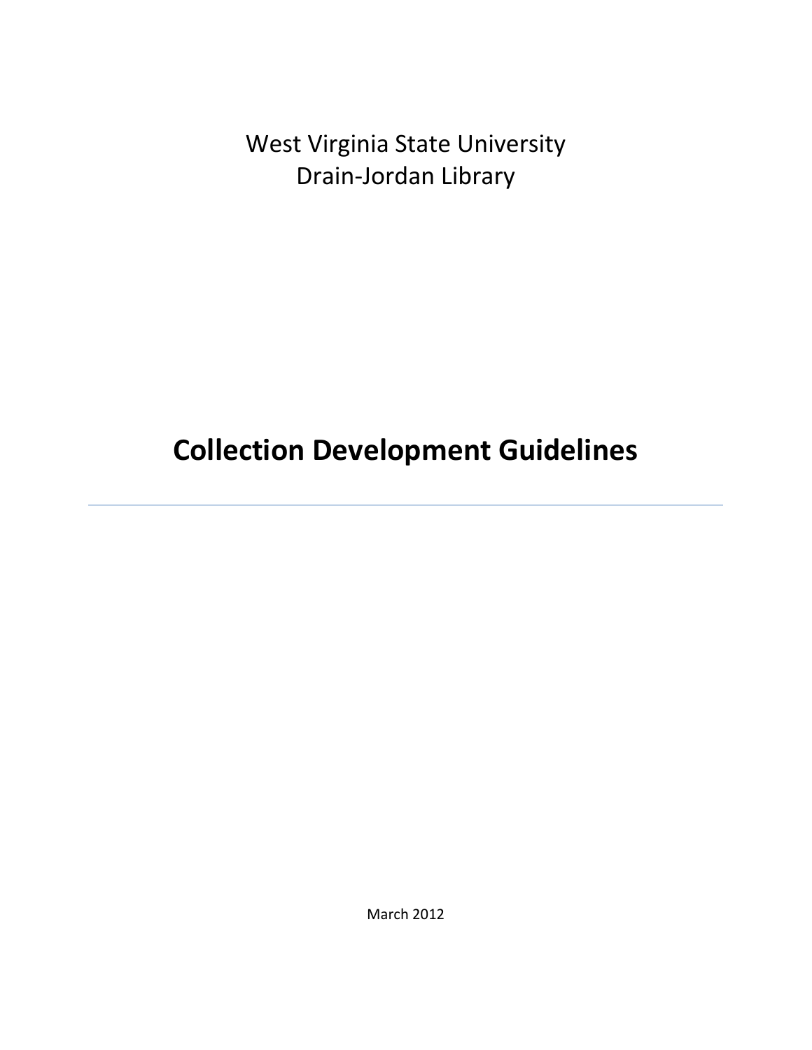West Virginia State University
Drain-Jordan Library

# Collection Development Guidelines

---

March 2012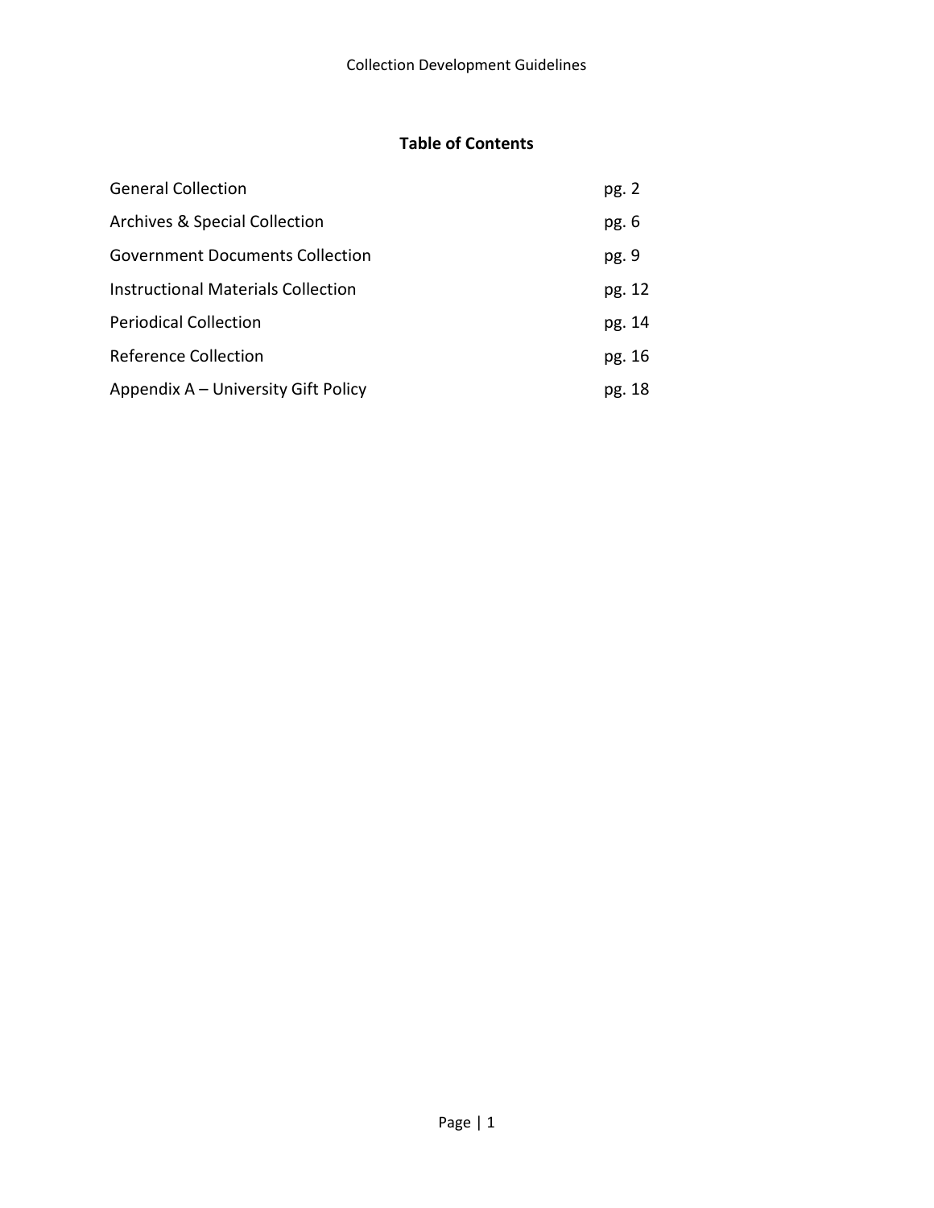## Table of Contents

| | |
|---|---|
| General Collection | pg. 2 |
| Archives & Special Collection | pg. 6 |
| Government Documents Collection | pg. 9 |
| Instructional Materials Collection | pg. 12 |
| Periodical Collection | pg. 14 |
| Reference Collection | pg. 16 |
| Appendix A – University Gift Policy | pg. 18 |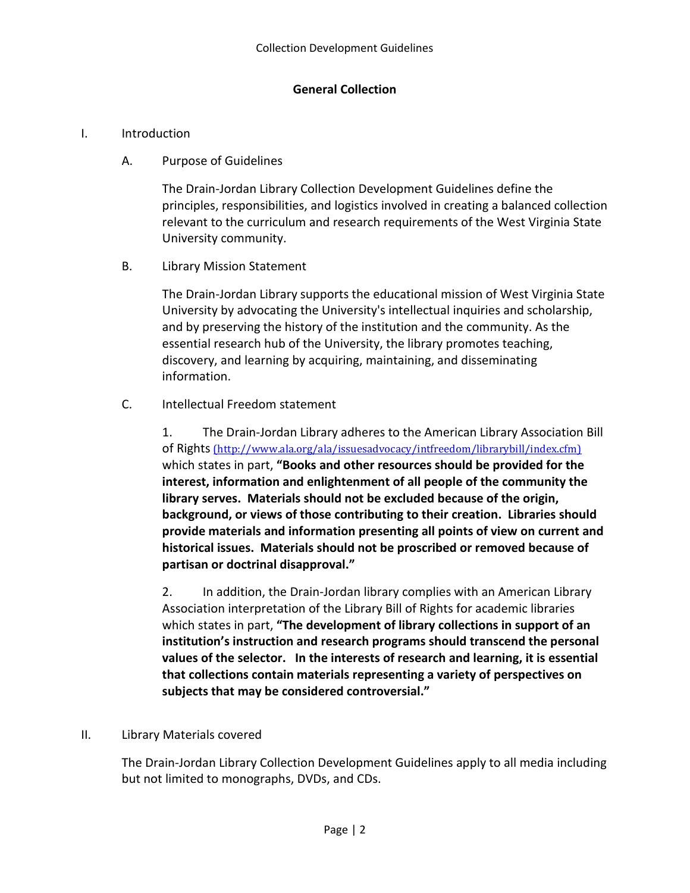## General Collection

I. Introduction

A. Purpose of Guidelines

The Drain-Jordan Library Collection Development Guidelines define the principles, responsibilities, and logistics involved in creating a balanced collection relevant to the curriculum and research requirements of the West Virginia State University community.

B. Library Mission Statement

The Drain-Jordan Library supports the educational mission of West Virginia State University by advocating the University's intellectual inquiries and scholarship, and by preserving the history of the institution and the community. As the essential research hub of the University, the library promotes teaching, discovery, and learning by acquiring, maintaining, and disseminating information.

C. Intellectual Freedom statement

1. The Drain-Jordan Library adheres to the American Library Association Bill of Rights (http://www.ala.org/ala/issuesadvocacy/intfreedom/librarybill/index.cfm) which states in part, **"Books and other resources should be provided for the interest, information and enlightenment of all people of the community the library serves. Materials should not be excluded because of the origin, background, or views of those contributing to their creation. Libraries should provide materials and information presenting all points of view on current and historical issues. Materials should not be proscribed or removed because of partisan or doctrinal disapproval."**

2. In addition, the Drain-Jordan library complies with an American Library Association interpretation of the Library Bill of Rights for academic libraries which states in part, **"The development of library collections in support of an institution's instruction and research programs should transcend the personal values of the selector. In the interests of research and learning, it is essential that collections contain materials representing a variety of perspectives on subjects that may be considered controversial."**

II. Library Materials covered

The Drain-Jordan Library Collection Development Guidelines apply to all media including but not limited to monographs, DVDs, and CDs.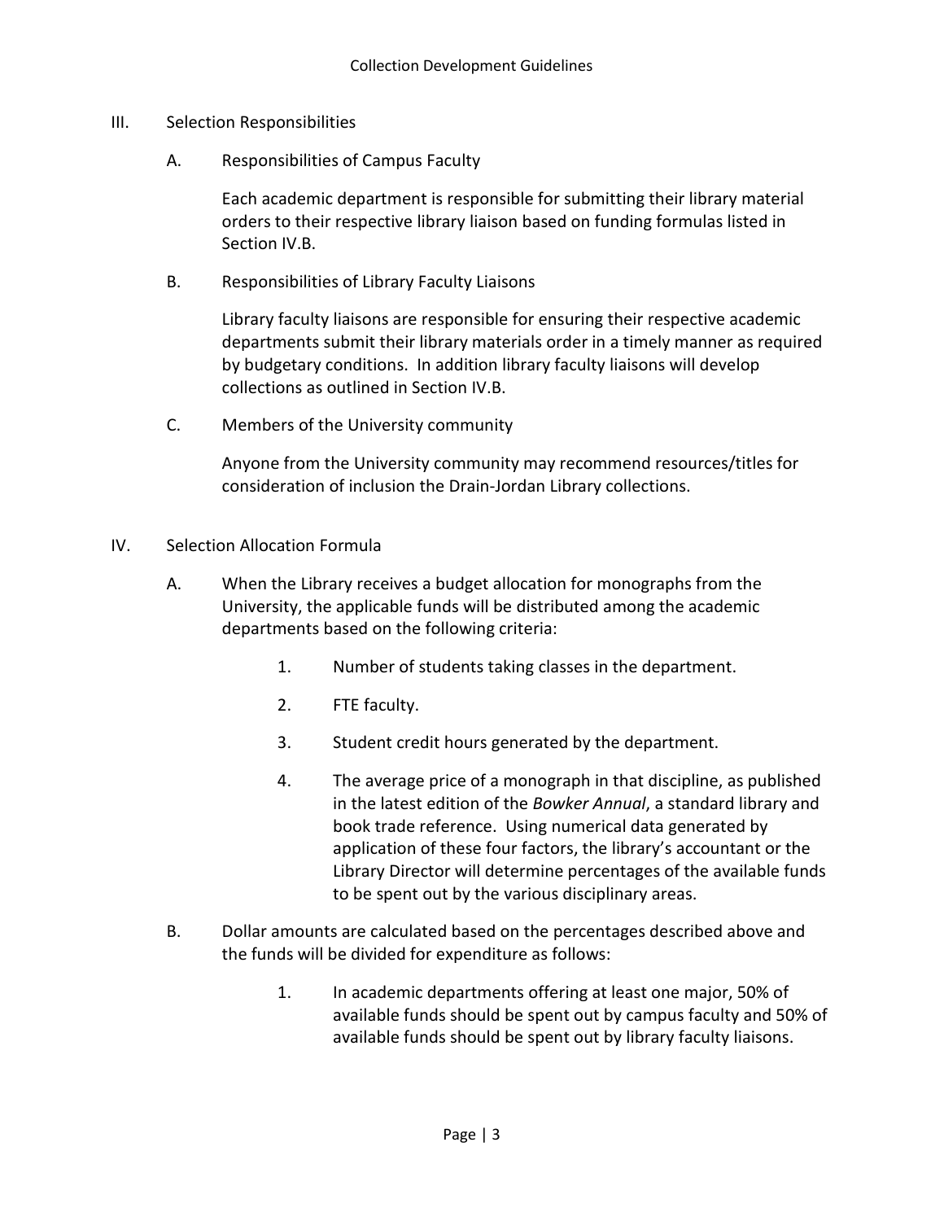## III. Selection Responsibilities

### A. Responsibilities of Campus Faculty

Each academic department is responsible for submitting their library material orders to their respective library liaison based on funding formulas listed in Section IV.B.

### B. Responsibilities of Library Faculty Liaisons

Library faculty liaisons are responsible for ensuring their respective academic departments submit their library materials order in a timely manner as required by budgetary conditions. In addition library faculty liaisons will develop collections as outlined in Section IV.B.

### C. Members of the University community

Anyone from the University community may recommend resources/titles for consideration of inclusion the Drain-Jordan Library collections.

## IV. Selection Allocation Formula

A. When the Library receives a budget allocation for monographs from the University, the applicable funds will be distributed among the academic departments based on the following criteria:

1. Number of students taking classes in the department.
2. FTE faculty.
3. Student credit hours generated by the department.
4. The average price of a monograph in that discipline, as published in the latest edition of the *Bowker Annual*, a standard library and book trade reference. Using numerical data generated by application of these four factors, the library's accountant or the Library Director will determine percentages of the available funds to be spent out by the various disciplinary areas.

B. Dollar amounts are calculated based on the percentages described above and the funds will be divided for expenditure as follows:

1. In academic departments offering at least one major, 50% of available funds should be spent out by campus faculty and 50% of available funds should be spent out by library faculty liaisons.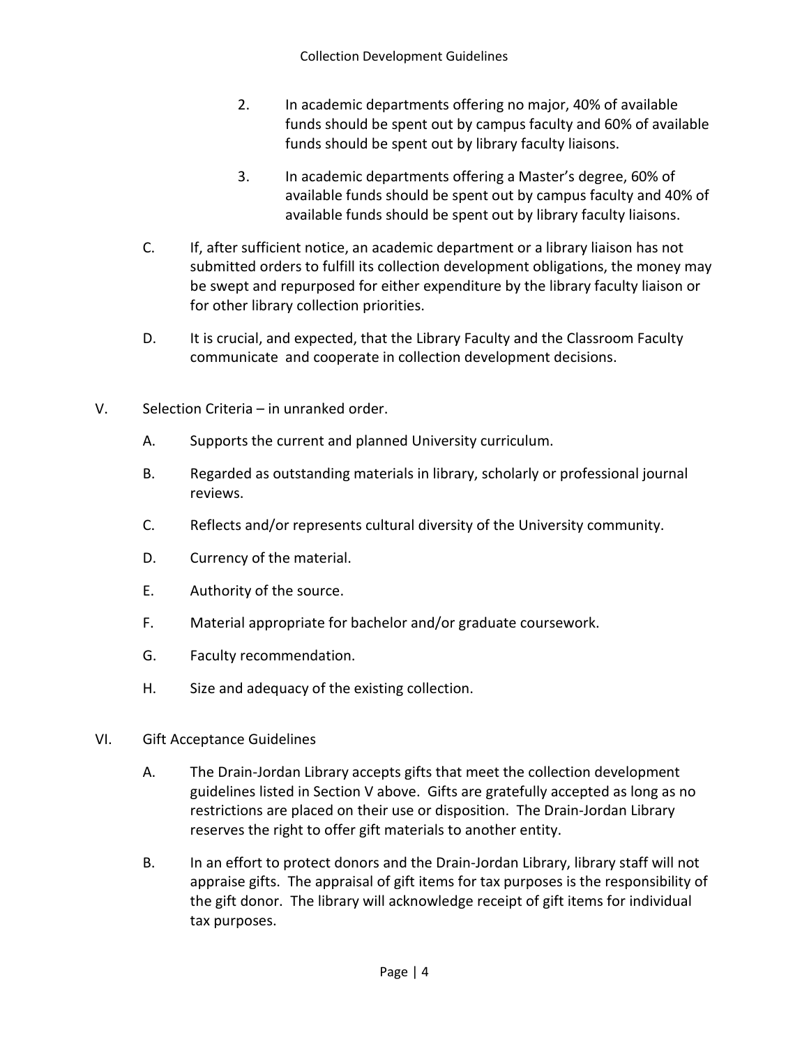2. In academic departments offering no major, 40% of available funds should be spent out by campus faculty and 60% of available funds should be spent out by library faculty liaisons.

3. In academic departments offering a Master's degree, 60% of available funds should be spent out by campus faculty and 40% of available funds should be spent out by library faculty liaisons.

C. If, after sufficient notice, an academic department or a library liaison has not submitted orders to fulfill its collection development obligations, the money may be swept and repurposed for either expenditure by the library faculty liaison or for other library collection priorities.

D. It is crucial, and expected, that the Library Faculty and the Classroom Faculty communicate and cooperate in collection development decisions.

V. Selection Criteria – in unranked order.

A. Supports the current and planned University curriculum.

B. Regarded as outstanding materials in library, scholarly or professional journal reviews.

C. Reflects and/or represents cultural diversity of the University community.

D. Currency of the material.

E. Authority of the source.

F. Material appropriate for bachelor and/or graduate coursework.

G. Faculty recommendation.

H. Size and adequacy of the existing collection.

VI. Gift Acceptance Guidelines

A. The Drain-Jordan Library accepts gifts that meet the collection development guidelines listed in Section V above. Gifts are gratefully accepted as long as no restrictions are placed on their use or disposition. The Drain-Jordan Library reserves the right to offer gift materials to another entity.

B. In an effort to protect donors and the Drain-Jordan Library, library staff will not appraise gifts. The appraisal of gift items for tax purposes is the responsibility of the gift donor. The library will acknowledge receipt of gift items for individual tax purposes.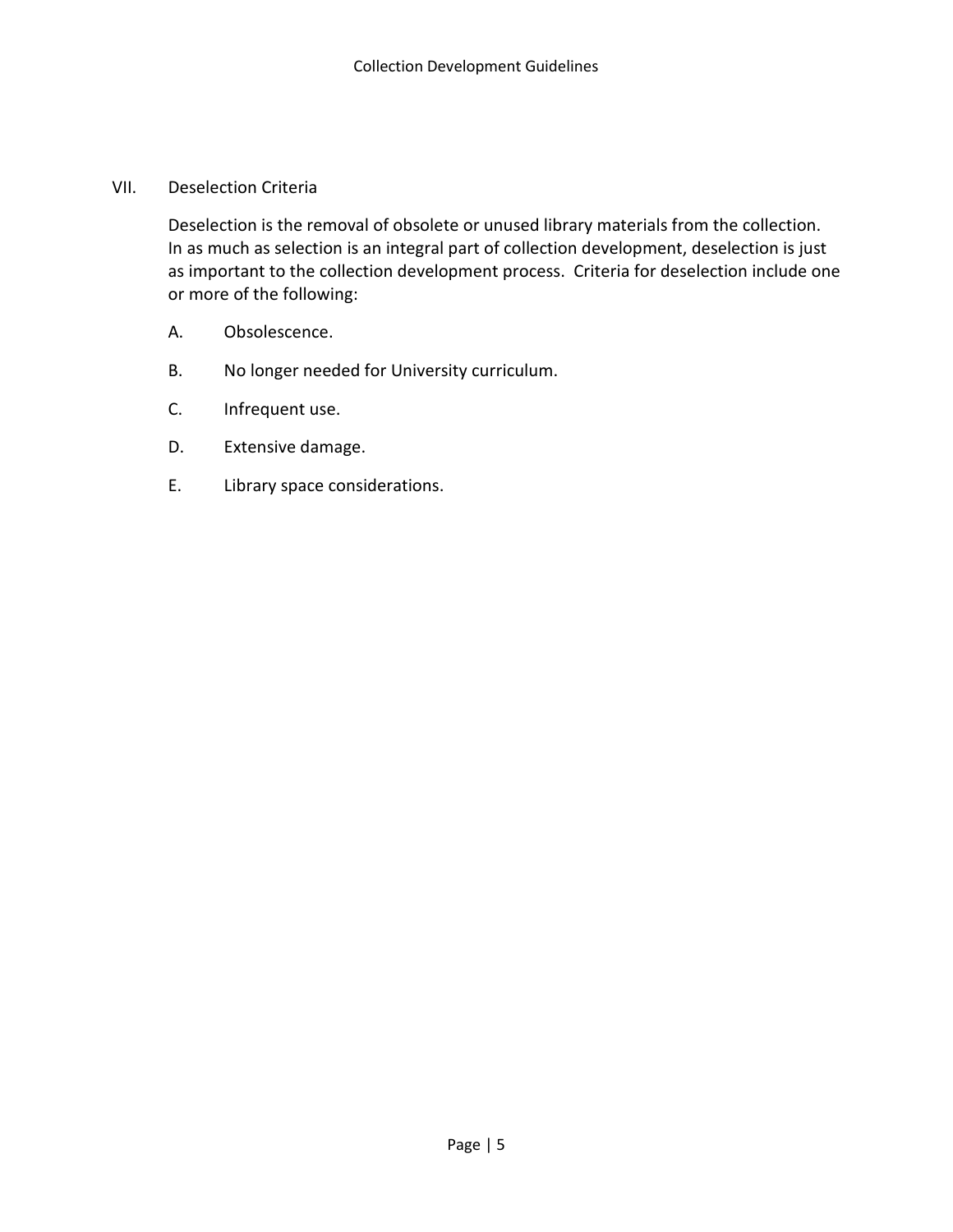## VII. Deselection Criteria

Deselection is the removal of obsolete or unused library materials from the collection. In as much as selection is an integral part of collection development, deselection is just as important to the collection development process. Criteria for deselection include one or more of the following:

A. Obsolescence.

B. No longer needed for University curriculum.

C. Infrequent use.

D. Extensive damage.

E. Library space considerations.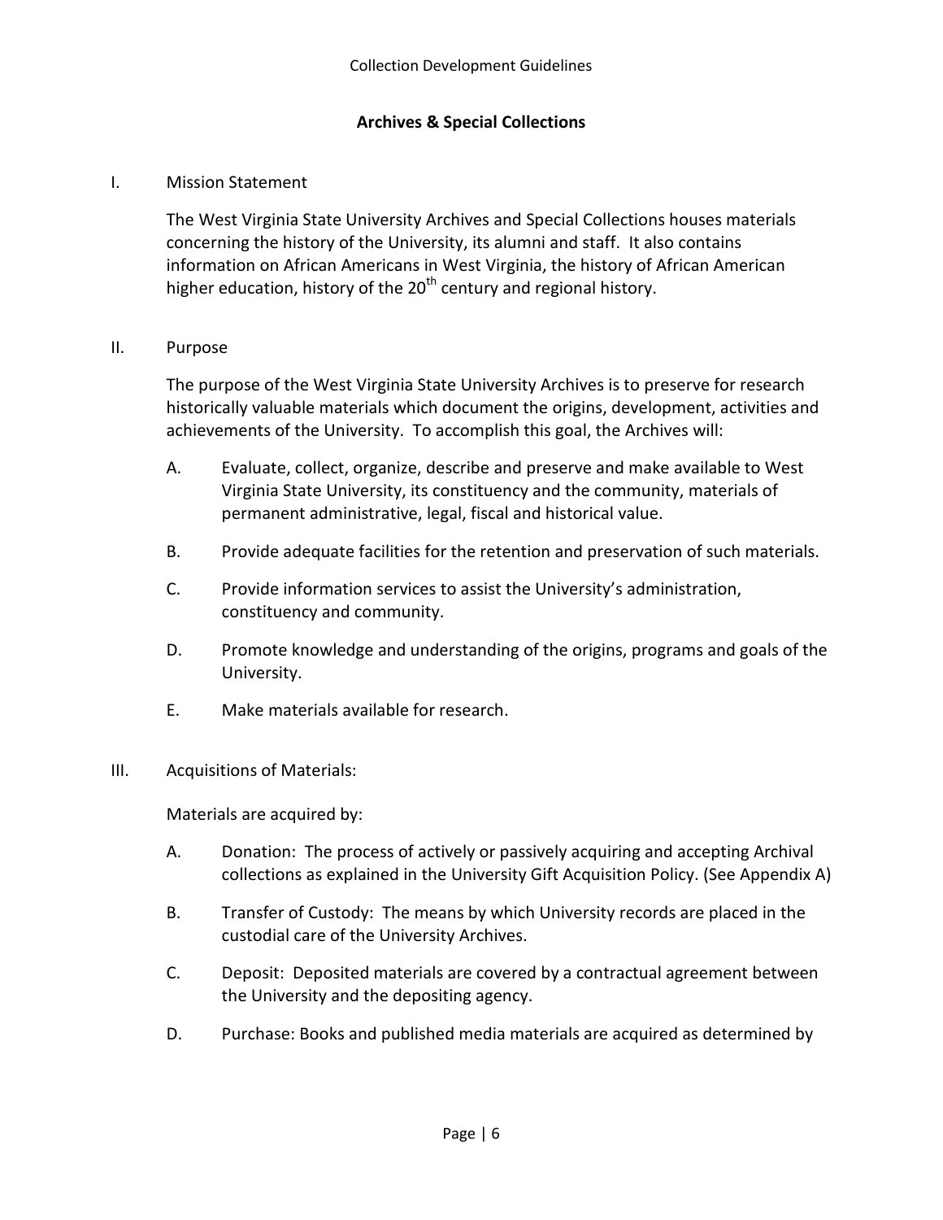## Archives & Special Collections

I. Mission Statement

The West Virginia State University Archives and Special Collections houses materials concerning the history of the University, its alumni and staff. It also contains information on African Americans in West Virginia, the history of African American higher education, history of the 20th century and regional history.

II. Purpose

The purpose of the West Virginia State University Archives is to preserve for research historically valuable materials which document the origins, development, activities and achievements of the University. To accomplish this goal, the Archives will:

A. Evaluate, collect, organize, describe and preserve and make available to West Virginia State University, its constituency and the community, materials of permanent administrative, legal, fiscal and historical value.

B. Provide adequate facilities for the retention and preservation of such materials.

C. Provide information services to assist the University's administration, constituency and community.

D. Promote knowledge and understanding of the origins, programs and goals of the University.

E. Make materials available for research.

III. Acquisitions of Materials:

Materials are acquired by:

A. Donation: The process of actively or passively acquiring and accepting Archival collections as explained in the University Gift Acquisition Policy. (See Appendix A)

B. Transfer of Custody: The means by which University records are placed in the custodial care of the University Archives.

C. Deposit: Deposited materials are covered by a contractual agreement between the University and the depositing agency.

D. Purchase: Books and published media materials are acquired as determined by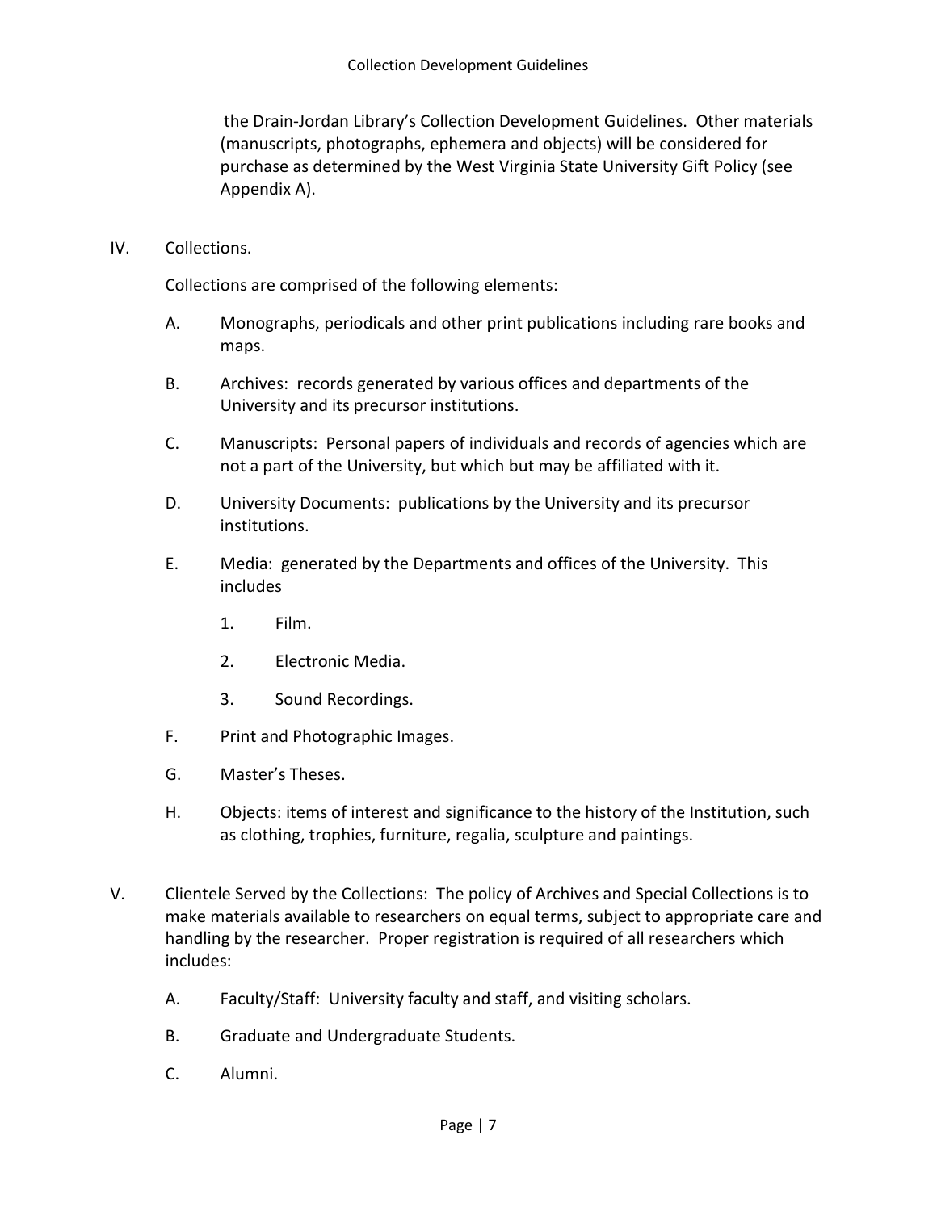the Drain-Jordan Library's Collection Development Guidelines. Other materials (manuscripts, photographs, ephemera and objects) will be considered for purchase as determined by the West Virginia State University Gift Policy (see Appendix A).

IV. Collections.

Collections are comprised of the following elements:

A. Monographs, periodicals and other print publications including rare books and maps.

B. Archives: records generated by various offices and departments of the University and its precursor institutions.

C. Manuscripts: Personal papers of individuals and records of agencies which are not a part of the University, but which but may be affiliated with it.

D. University Documents: publications by the University and its precursor institutions.

E. Media: generated by the Departments and offices of the University. This includes

1. Film.

2. Electronic Media.

3. Sound Recordings.

F. Print and Photographic Images.

G. Master's Theses.

H. Objects: items of interest and significance to the history of the Institution, such as clothing, trophies, furniture, regalia, sculpture and paintings.

V. Clientele Served by the Collections: The policy of Archives and Special Collections is to make materials available to researchers on equal terms, subject to appropriate care and handling by the researcher. Proper registration is required of all researchers which includes:

A. Faculty/Staff: University faculty and staff, and visiting scholars.

B. Graduate and Undergraduate Students.

C. Alumni.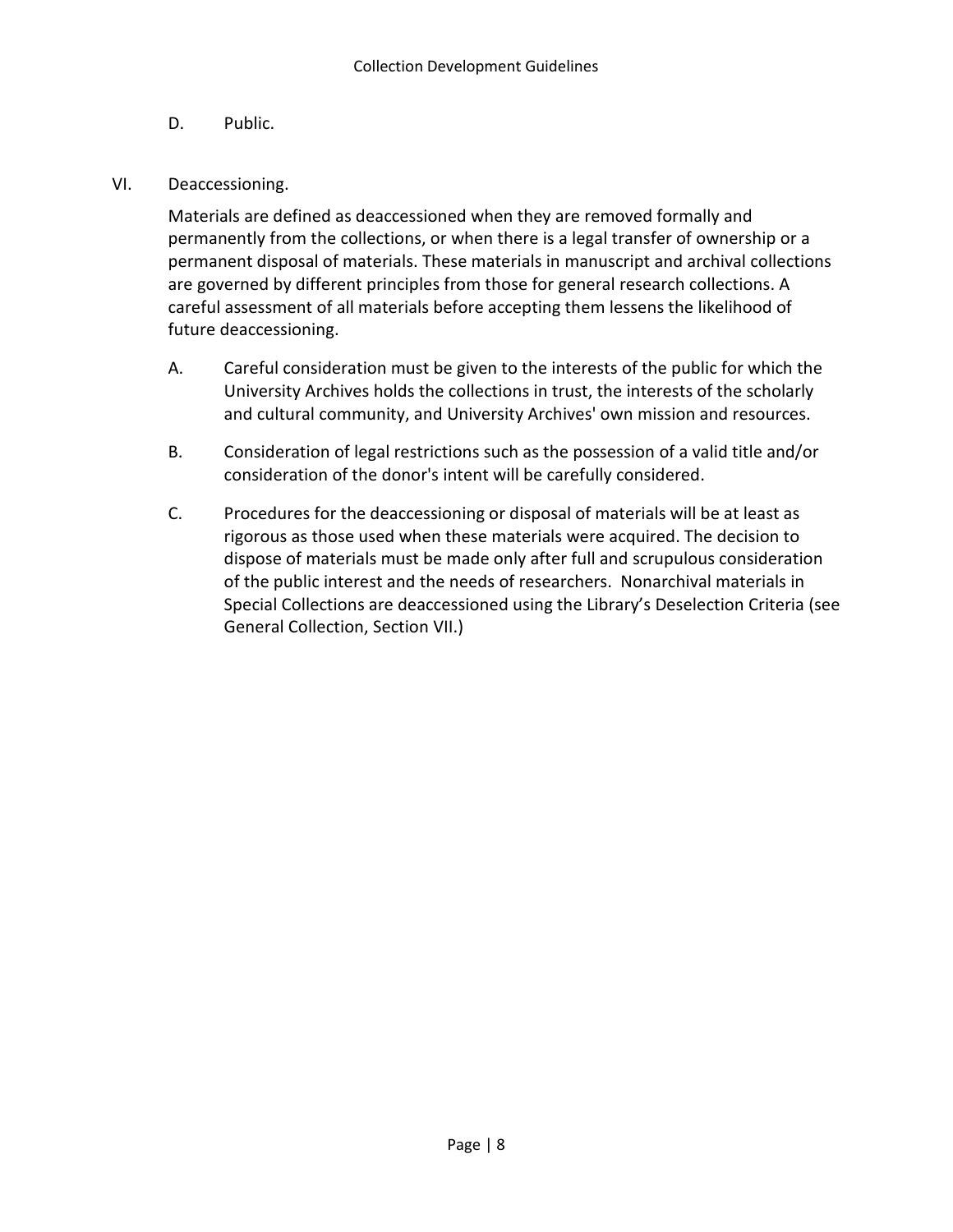D. Public.

VI. Deaccessioning.

Materials are defined as deaccessioned when they are removed formally and permanently from the collections, or when there is a legal transfer of ownership or a permanent disposal of materials. These materials in manuscript and archival collections are governed by different principles from those for general research collections. A careful assessment of all materials before accepting them lessens the likelihood of future deaccessioning.

A. Careful consideration must be given to the interests of the public for which the University Archives holds the collections in trust, the interests of the scholarly and cultural community, and University Archives' own mission and resources.

B. Consideration of legal restrictions such as the possession of a valid title and/or consideration of the donor's intent will be carefully considered.

C. Procedures for the deaccessioning or disposal of materials will be at least as rigorous as those used when these materials were acquired. The decision to dispose of materials must be made only after full and scrupulous consideration of the public interest and the needs of researchers. Nonarchival materials in Special Collections are deaccessioned using the Library's Deselection Criteria (see General Collection, Section VII.)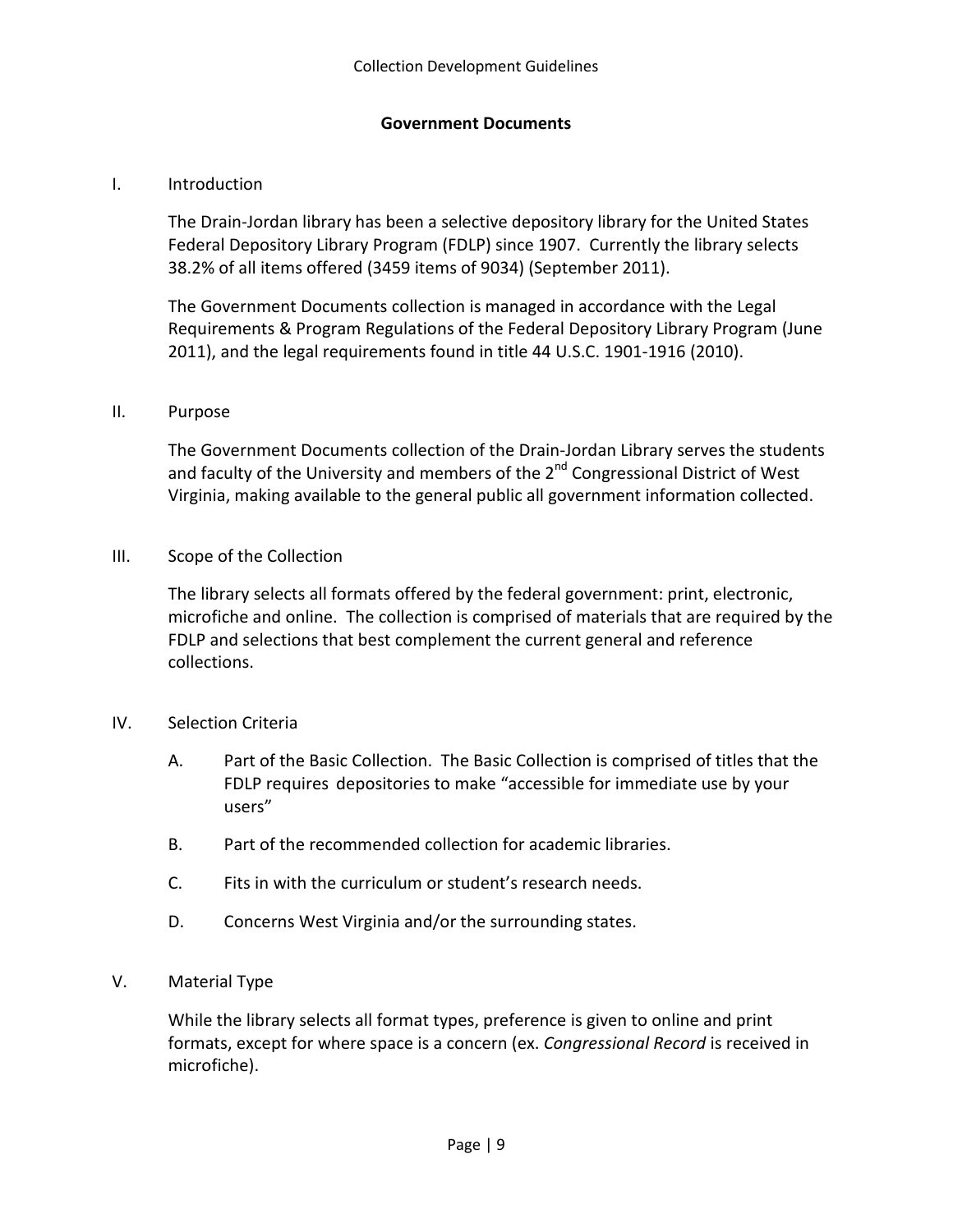## Government Documents

I. Introduction

The Drain-Jordan library has been a selective depository library for the United States Federal Depository Library Program (FDLP) since 1907. Currently the library selects 38.2% of all items offered (3459 items of 9034) (September 2011).

The Government Documents collection is managed in accordance with the Legal Requirements & Program Regulations of the Federal Depository Library Program (June 2011), and the legal requirements found in title 44 U.S.C. 1901-1916 (2010).

II. Purpose

The Government Documents collection of the Drain-Jordan Library serves the students and faculty of the University and members of the 2nd Congressional District of West Virginia, making available to the general public all government information collected.

III. Scope of the Collection

The library selects all formats offered by the federal government: print, electronic, microfiche and online. The collection is comprised of materials that are required by the FDLP and selections that best complement the current general and reference collections.

IV. Selection Criteria

A. Part of the Basic Collection. The Basic Collection is comprised of titles that the FDLP requires depositories to make "accessible for immediate use by your users"

B. Part of the recommended collection for academic libraries.

C. Fits in with the curriculum or student's research needs.

D. Concerns West Virginia and/or the surrounding states.

V. Material Type

While the library selects all format types, preference is given to online and print formats, except for where space is a concern (ex. *Congressional Record* is received in microfiche).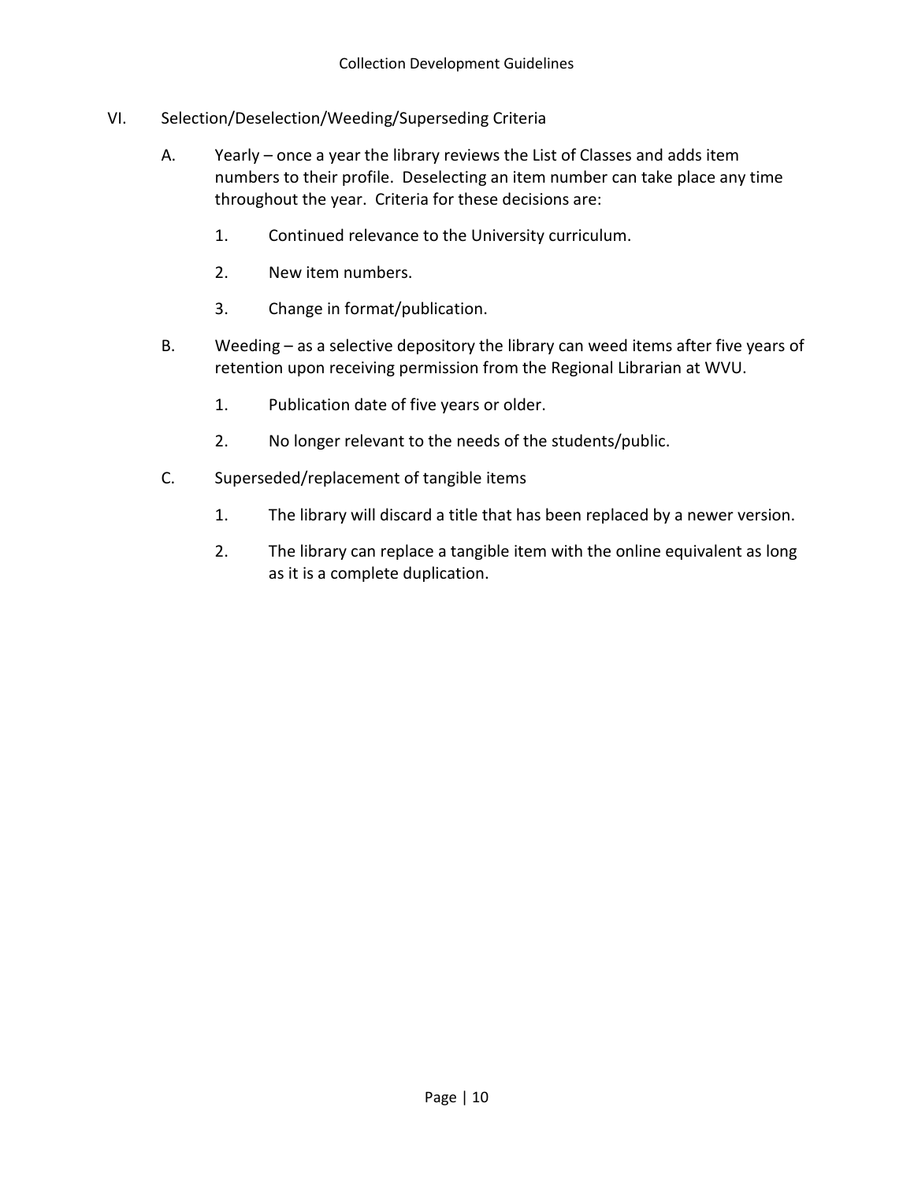## VI. Selection/Deselection/Weeding/Superseding Criteria

A. Yearly – once a year the library reviews the List of Classes and adds item numbers to their profile. Deselecting an item number can take place any time throughout the year. Criteria for these decisions are:

   1. Continued relevance to the University curriculum.

   2. New item numbers.

   3. Change in format/publication.

B. Weeding – as a selective depository the library can weed items after five years of retention upon receiving permission from the Regional Librarian at WVU.

   1. Publication date of five years or older.

   2. No longer relevant to the needs of the students/public.

C. Superseded/replacement of tangible items

   1. The library will discard a title that has been replaced by a newer version.

   2. The library can replace a tangible item with the online equivalent as long as it is a complete duplication.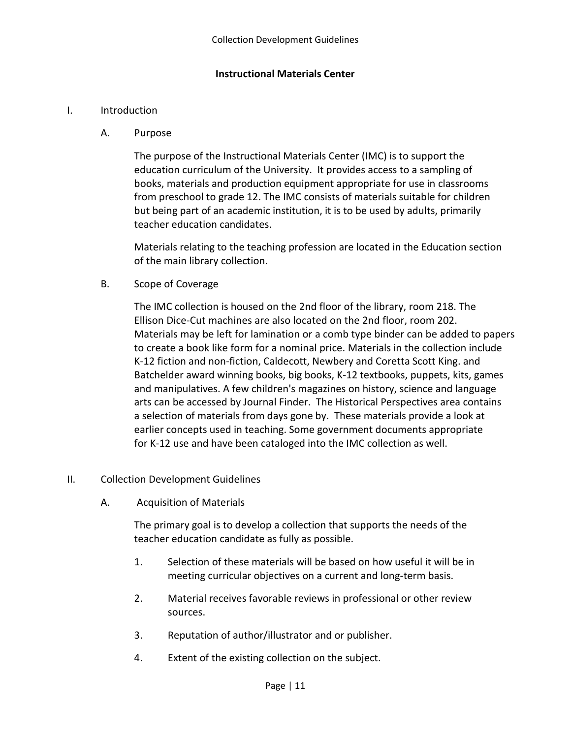## Instructional Materials Center

I. Introduction

A. Purpose

The purpose of the Instructional Materials Center (IMC) is to support the education curriculum of the University. It provides access to a sampling of books, materials and production equipment appropriate for use in classrooms from preschool to grade 12. The IMC consists of materials suitable for children but being part of an academic institution, it is to be used by adults, primarily teacher education candidates.

Materials relating to the teaching profession are located in the Education section of the main library collection.

B. Scope of Coverage

The IMC collection is housed on the 2nd floor of the library, room 218. The Ellison Dice-Cut machines are also located on the 2nd floor, room 202. Materials may be left for lamination or a comb type binder can be added to papers to create a book like form for a nominal price. Materials in the collection include K-12 fiction and non-fiction, Caldecott, Newbery and Coretta Scott King. and Batchelder award winning books, big books, K-12 textbooks, puppets, kits, games and manipulatives. A few children's magazines on history, science and language arts can be accessed by Journal Finder. The Historical Perspectives area contains a selection of materials from days gone by. These materials provide a look at earlier concepts used in teaching. Some government documents appropriate for K-12 use and have been cataloged into the IMC collection as well.

II. Collection Development Guidelines

A. Acquisition of Materials

The primary goal is to develop a collection that supports the needs of the teacher education candidate as fully as possible.

1. Selection of these materials will be based on how useful it will be in meeting curricular objectives on a current and long-term basis.
2. Material receives favorable reviews in professional or other review sources.
3. Reputation of author/illustrator and or publisher.
4. Extent of the existing collection on the subject.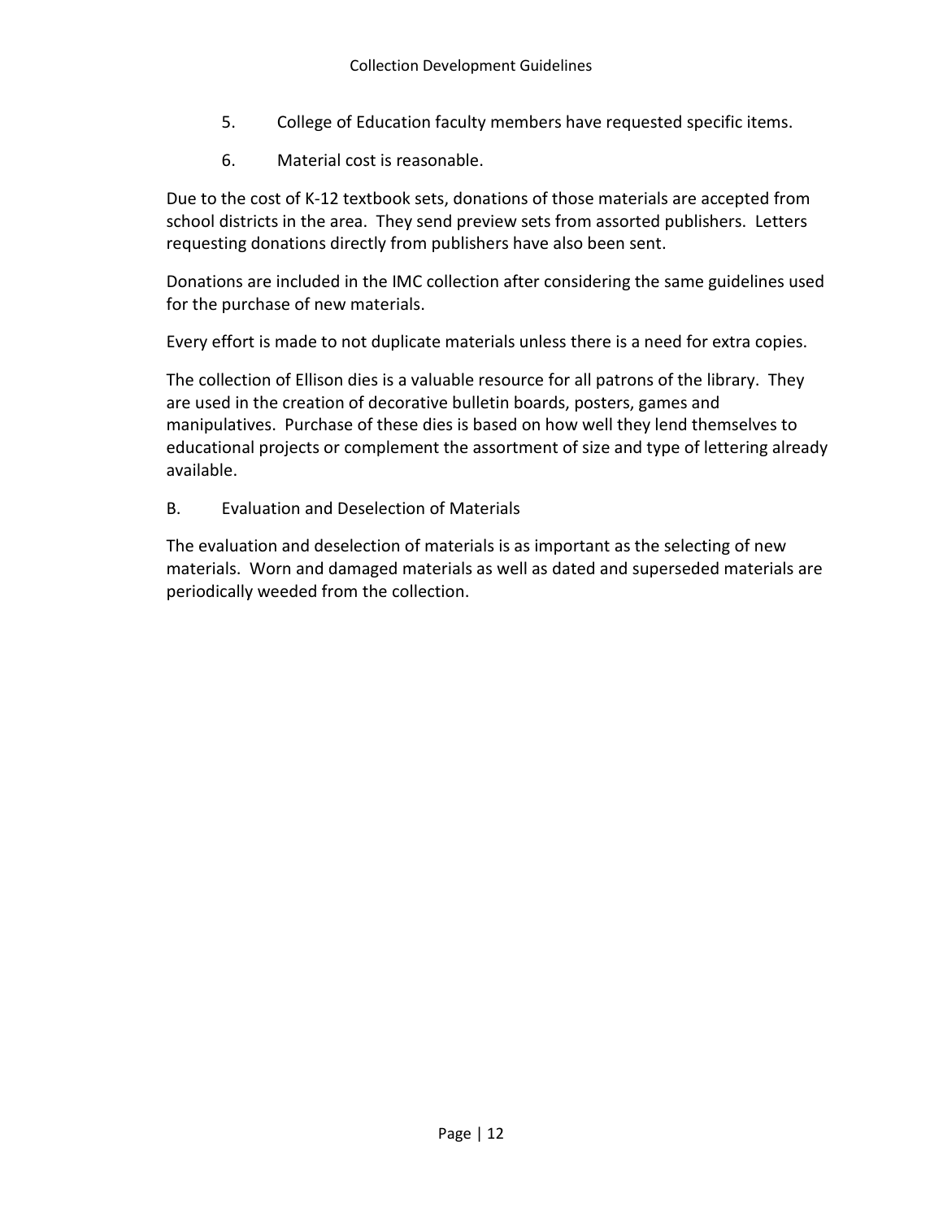5. College of Education faculty members have requested specific items.

6. Material cost is reasonable.

Due to the cost of K-12 textbook sets, donations of those materials are accepted from school districts in the area. They send preview sets from assorted publishers. Letters requesting donations directly from publishers have also been sent.

Donations are included in the IMC collection after considering the same guidelines used for the purchase of new materials.

Every effort is made to not duplicate materials unless there is a need for extra copies.

The collection of Ellison dies is a valuable resource for all patrons of the library. They are used in the creation of decorative bulletin boards, posters, games and manipulatives. Purchase of these dies is based on how well they lend themselves to educational projects or complement the assortment of size and type of lettering already available.

B. Evaluation and Deselection of Materials

The evaluation and deselection of materials is as important as the selecting of new materials. Worn and damaged materials as well as dated and superseded materials are periodically weeded from the collection.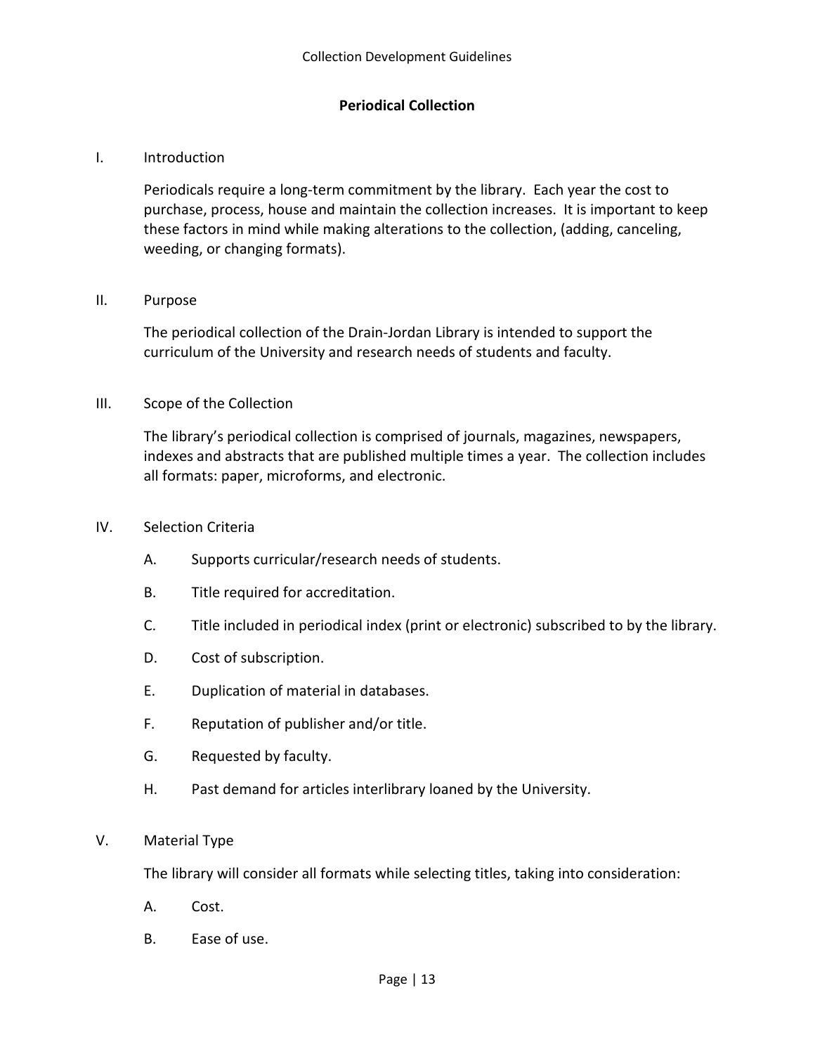## Periodical Collection

I. Introduction

Periodicals require a long-term commitment by the library. Each year the cost to purchase, process, house and maintain the collection increases. It is important to keep these factors in mind while making alterations to the collection, (adding, canceling, weeding, or changing formats).

II. Purpose

The periodical collection of the Drain-Jordan Library is intended to support the curriculum of the University and research needs of students and faculty.

III. Scope of the Collection

The library's periodical collection is comprised of journals, magazines, newspapers, indexes and abstracts that are published multiple times a year. The collection includes all formats: paper, microforms, and electronic.

IV. Selection Criteria

A. Supports curricular/research needs of students.

B. Title required for accreditation.

C. Title included in periodical index (print or electronic) subscribed to by the library.

D. Cost of subscription.

E. Duplication of material in databases.

F. Reputation of publisher and/or title.

G. Requested by faculty.

H. Past demand for articles interlibrary loaned by the University.

V. Material Type

The library will consider all formats while selecting titles, taking into consideration:

A. Cost.

B. Ease of use.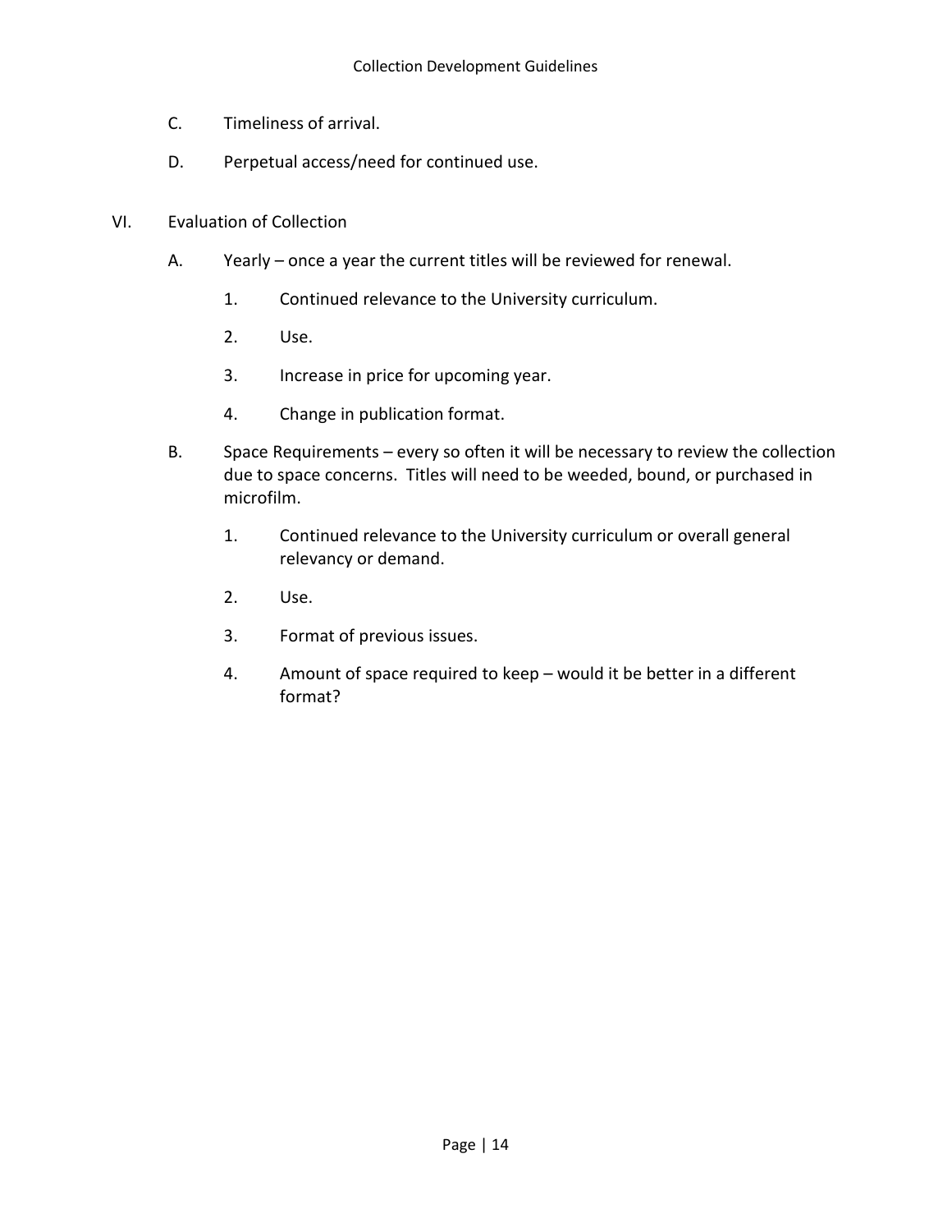C. Timeliness of arrival.

D. Perpetual access/need for continued use.

VI. Evaluation of Collection

A. Yearly – once a year the current titles will be reviewed for renewal.

1. Continued relevance to the University curriculum.

2. Use.

3. Increase in price for upcoming year.

4. Change in publication format.

B. Space Requirements – every so often it will be necessary to review the collection due to space concerns. Titles will need to be weeded, bound, or purchased in microfilm.

1. Continued relevance to the University curriculum or overall general relevancy or demand.

2. Use.

3. Format of previous issues.

4. Amount of space required to keep – would it be better in a different format?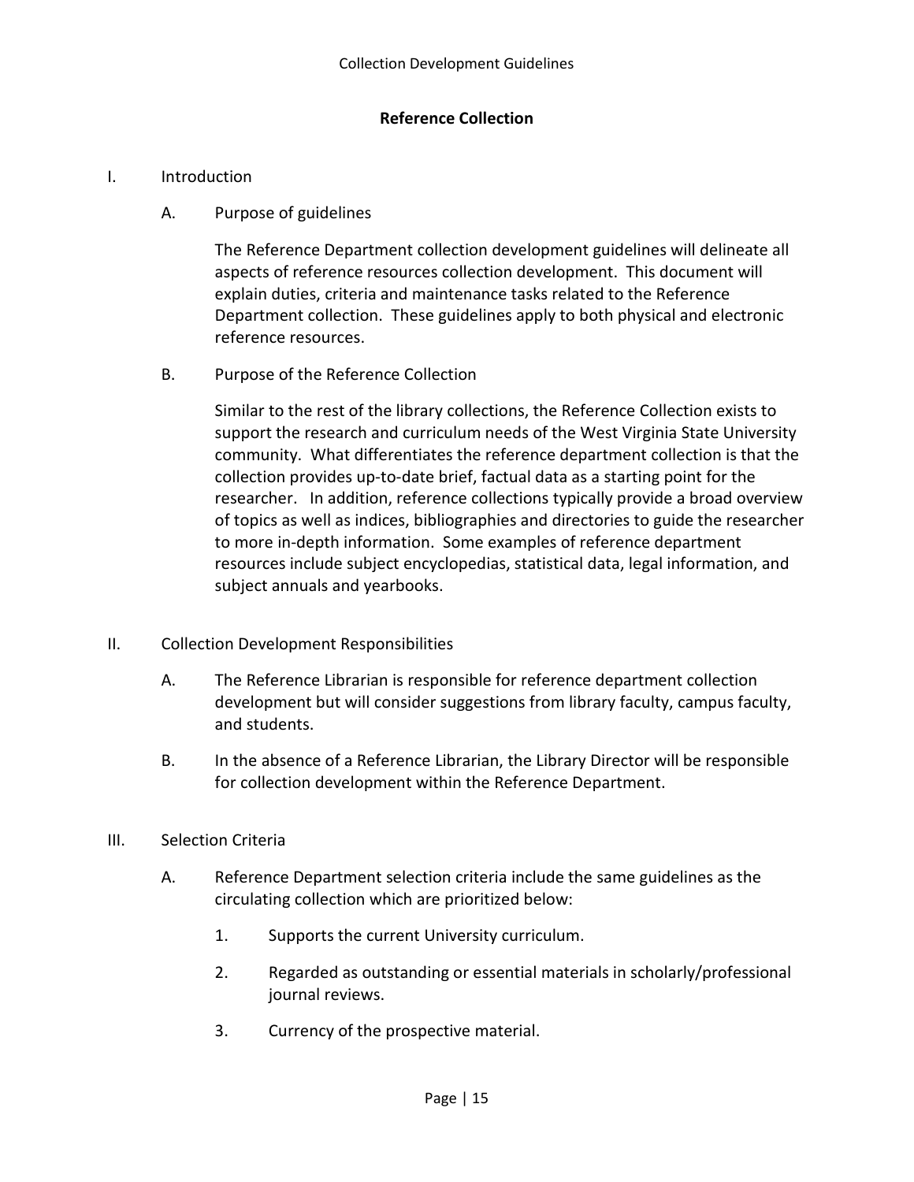## Reference Collection

I. Introduction

A. Purpose of guidelines

The Reference Department collection development guidelines will delineate all aspects of reference resources collection development. This document will explain duties, criteria and maintenance tasks related to the Reference Department collection. These guidelines apply to both physical and electronic reference resources.

B. Purpose of the Reference Collection

Similar to the rest of the library collections, the Reference Collection exists to support the research and curriculum needs of the West Virginia State University community. What differentiates the reference department collection is that the collection provides up-to-date brief, factual data as a starting point for the researcher. In addition, reference collections typically provide a broad overview of topics as well as indices, bibliographies and directories to guide the researcher to more in-depth information. Some examples of reference department resources include subject encyclopedias, statistical data, legal information, and subject annuals and yearbooks.

II. Collection Development Responsibilities

A. The Reference Librarian is responsible for reference department collection development but will consider suggestions from library faculty, campus faculty, and students.

B. In the absence of a Reference Librarian, the Library Director will be responsible for collection development within the Reference Department.

III. Selection Criteria

A. Reference Department selection criteria include the same guidelines as the circulating collection which are prioritized below:

1. Supports the current University curriculum.
2. Regarded as outstanding or essential materials in scholarly/professional journal reviews.
3. Currency of the prospective material.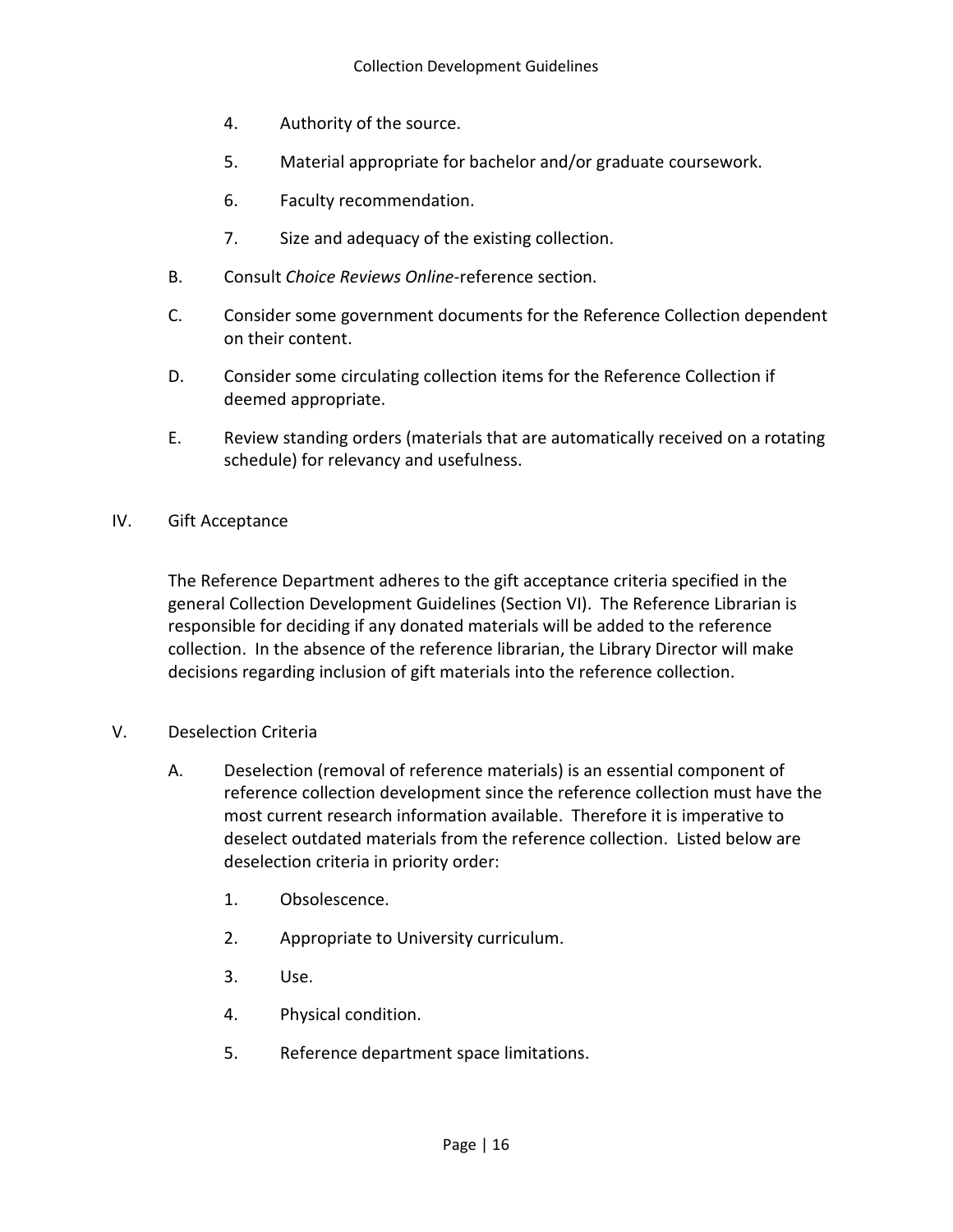4. Authority of the source.

5. Material appropriate for bachelor and/or graduate coursework.

6. Faculty recommendation.

7. Size and adequacy of the existing collection.

B. Consult *Choice Reviews Online*-reference section.

C. Consider some government documents for the Reference Collection dependent on their content.

D. Consider some circulating collection items for the Reference Collection if deemed appropriate.

E. Review standing orders (materials that are automatically received on a rotating schedule) for relevancy and usefulness.

## IV. Gift Acceptance

The Reference Department adheres to the gift acceptance criteria specified in the general Collection Development Guidelines (Section VI). The Reference Librarian is responsible for deciding if any donated materials will be added to the reference collection. In the absence of the reference librarian, the Library Director will make decisions regarding inclusion of gift materials into the reference collection.

## V. Deselection Criteria

A. Deselection (removal of reference materials) is an essential component of reference collection development since the reference collection must have the most current research information available. Therefore it is imperative to deselect outdated materials from the reference collection. Listed below are deselection criteria in priority order:

1. Obsolescence.

2. Appropriate to University curriculum.

3. Use.

4. Physical condition.

5. Reference department space limitations.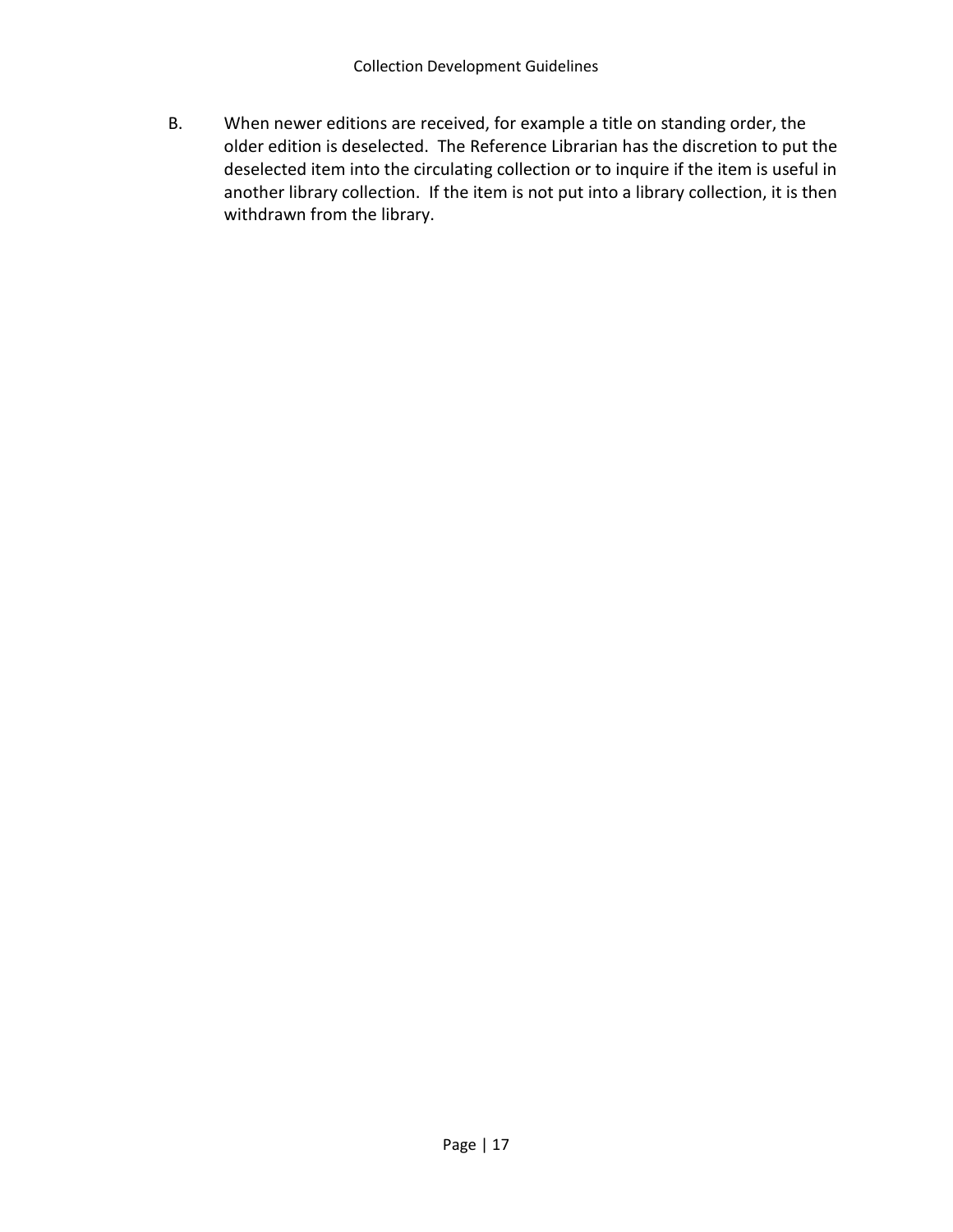B. When newer editions are received, for example a title on standing order, the older edition is deselected. The Reference Librarian has the discretion to put the deselected item into the circulating collection or to inquire if the item is useful in another library collection. If the item is not put into a library collection, it is then withdrawn from the library.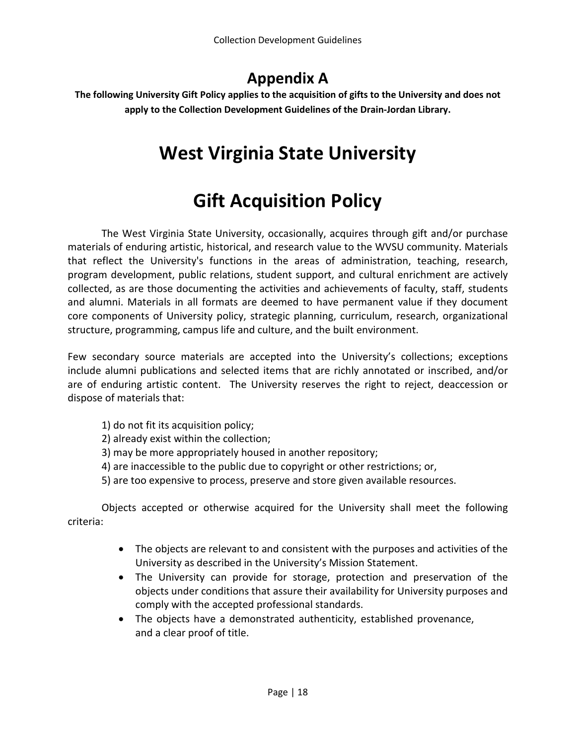## Appendix A

**The following University Gift Policy applies to the acquisition of gifts to the University and does not apply to the Collection Development Guidelines of the Drain-Jordan Library.**

# West Virginia State University

# Gift Acquisition Policy

The West Virginia State University, occasionally, acquires through gift and/or purchase materials of enduring artistic, historical, and research value to the WVSU community. Materials that reflect the University's functions in the areas of administration, teaching, research, program development, public relations, student support, and cultural enrichment are actively collected, as are those documenting the activities and achievements of faculty, staff, students and alumni. Materials in all formats are deemed to have permanent value if they document core components of University policy, strategic planning, curriculum, research, organizational structure, programming, campus life and culture, and the built environment.

Few secondary source materials are accepted into the University's collections; exceptions include alumni publications and selected items that are richly annotated or inscribed, and/or are of enduring artistic content. The University reserves the right to reject, deaccession or dispose of materials that:

1) do not fit its acquisition policy;
2) already exist within the collection;
3) may be more appropriately housed in another repository;
4) are inaccessible to the public due to copyright or other restrictions; or,
5) are too expensive to process, preserve and store given available resources.

Objects accepted or otherwise acquired for the University shall meet the following criteria:

- The objects are relevant to and consistent with the purposes and activities of the University as described in the University's Mission Statement.
- The University can provide for storage, protection and preservation of the objects under conditions that assure their availability for University purposes and comply with the accepted professional standards.
- The objects have a demonstrated authenticity, established provenance, and a clear proof of title.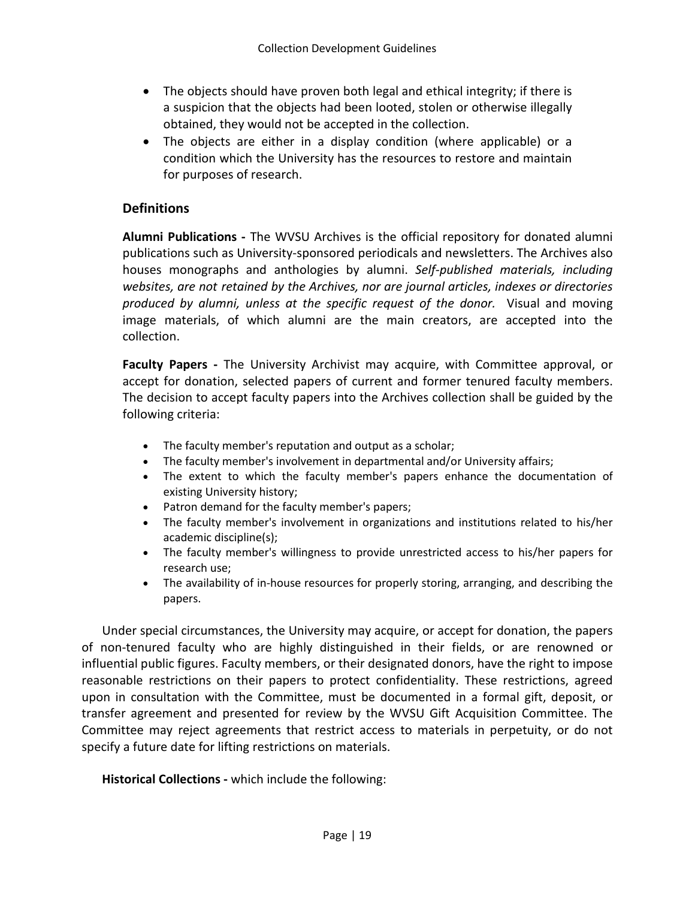- The objects should have proven both legal and ethical integrity; if there is a suspicion that the objects had been looted, stolen or otherwise illegally obtained, they would not be accepted in the collection.
- The objects are either in a display condition (where applicable) or a condition which the University has the resources to restore and maintain for purposes of research.

## Definitions

**Alumni Publications -** The WVSU Archives is the official repository for donated alumni publications such as University-sponsored periodicals and newsletters. The Archives also houses monographs and anthologies by alumni. *Self-published materials, including websites, are not retained by the Archives, nor are journal articles, indexes or directories produced by alumni, unless at the specific request of the donor.* Visual and moving image materials, of which alumni are the main creators, are accepted into the collection.

**Faculty Papers -** The University Archivist may acquire, with Committee approval, or accept for donation, selected papers of current and former tenured faculty members. The decision to accept faculty papers into the Archives collection shall be guided by the following criteria:

- The faculty member's reputation and output as a scholar;
- The faculty member's involvement in departmental and/or University affairs;
- The extent to which the faculty member's papers enhance the documentation of existing University history;
- Patron demand for the faculty member's papers;
- The faculty member's involvement in organizations and institutions related to his/her academic discipline(s);
- The faculty member's willingness to provide unrestricted access to his/her papers for research use;
- The availability of in-house resources for properly storing, arranging, and describing the papers.

Under special circumstances, the University may acquire, or accept for donation, the papers of non-tenured faculty who are highly distinguished in their fields, or are renowned or influential public figures. Faculty members, or their designated donors, have the right to impose reasonable restrictions on their papers to protect confidentiality. These restrictions, agreed upon in consultation with the Committee, must be documented in a formal gift, deposit, or transfer agreement and presented for review by the WVSU Gift Acquisition Committee. The Committee may reject agreements that restrict access to materials in perpetuity, or do not specify a future date for lifting restrictions on materials.

**Historical Collections -** which include the following: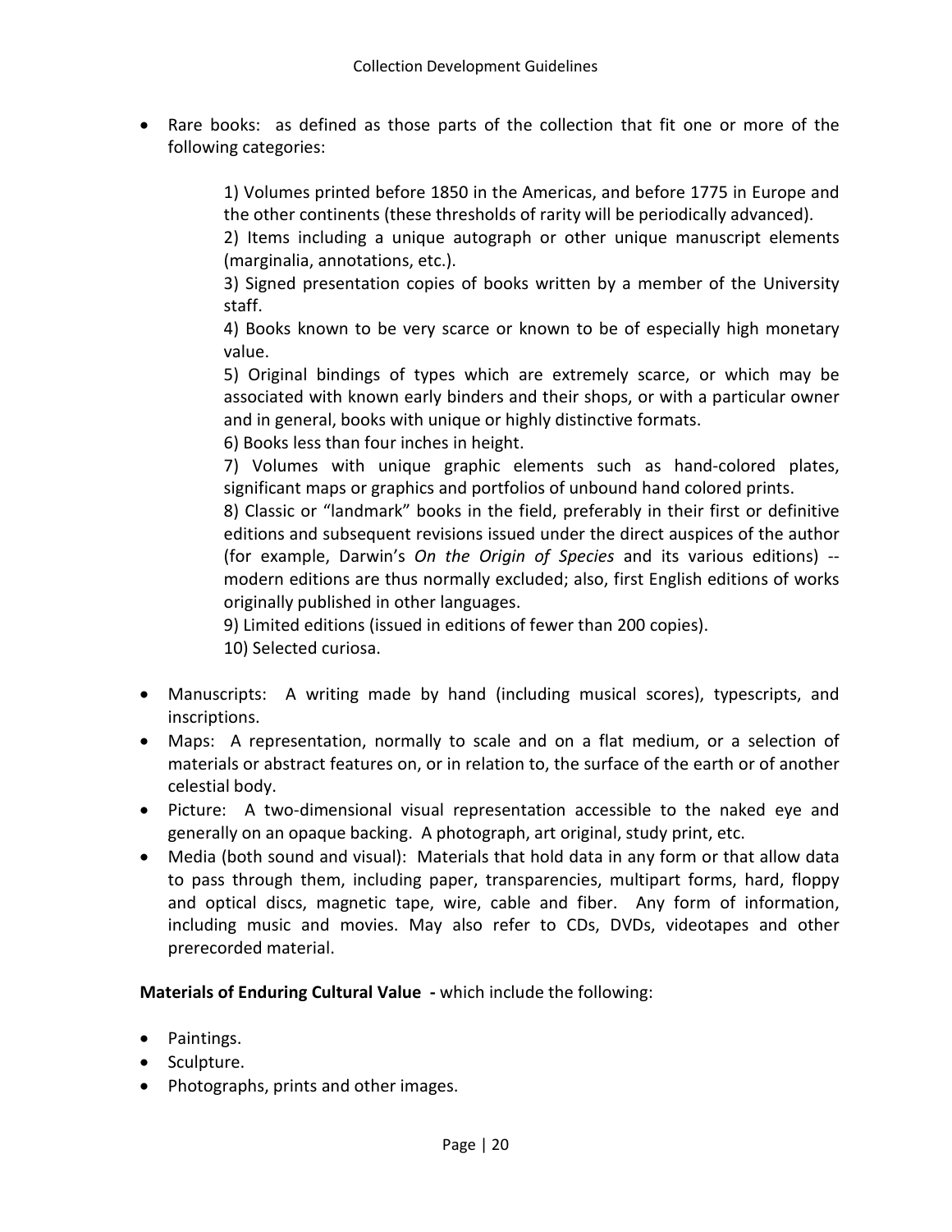- Rare books: as defined as those parts of the collection that fit one or more of the following categories:

    1) Volumes printed before 1850 in the Americas, and before 1775 in Europe and the other continents (these thresholds of rarity will be periodically advanced).
    2) Items including a unique autograph or other unique manuscript elements (marginalia, annotations, etc.).
    3) Signed presentation copies of books written by a member of the University staff.
    4) Books known to be very scarce or known to be of especially high monetary value.
    5) Original bindings of types which are extremely scarce, or which may be associated with known early binders and their shops, or with a particular owner and in general, books with unique or highly distinctive formats.
    6) Books less than four inches in height.
    7) Volumes with unique graphic elements such as hand-colored plates, significant maps or graphics and portfolios of unbound hand colored prints.
    8) Classic or "landmark" books in the field, preferably in their first or definitive editions and subsequent revisions issued under the direct auspices of the author (for example, Darwin's *On the Origin of Species* and its various editions) -- modern editions are thus normally excluded; also, first English editions of works originally published in other languages.
    9) Limited editions (issued in editions of fewer than 200 copies).
    10) Selected curiosa.

- Manuscripts: A writing made by hand (including musical scores), typescripts, and inscriptions.
- Maps: A representation, normally to scale and on a flat medium, or a selection of materials or abstract features on, or in relation to, the surface of the earth or of another celestial body.
- Picture: A two-dimensional visual representation accessible to the naked eye and generally on an opaque backing. A photograph, art original, study print, etc.
- Media (both sound and visual): Materials that hold data in any form or that allow data to pass through them, including paper, transparencies, multipart forms, hard, floppy and optical discs, magnetic tape, wire, cable and fiber. Any form of information, including music and movies. May also refer to CDs, DVDs, videotapes and other prerecorded material.

**Materials of Enduring Cultural Value -** which include the following:

- Paintings.
- Sculpture.
- Photographs, prints and other images.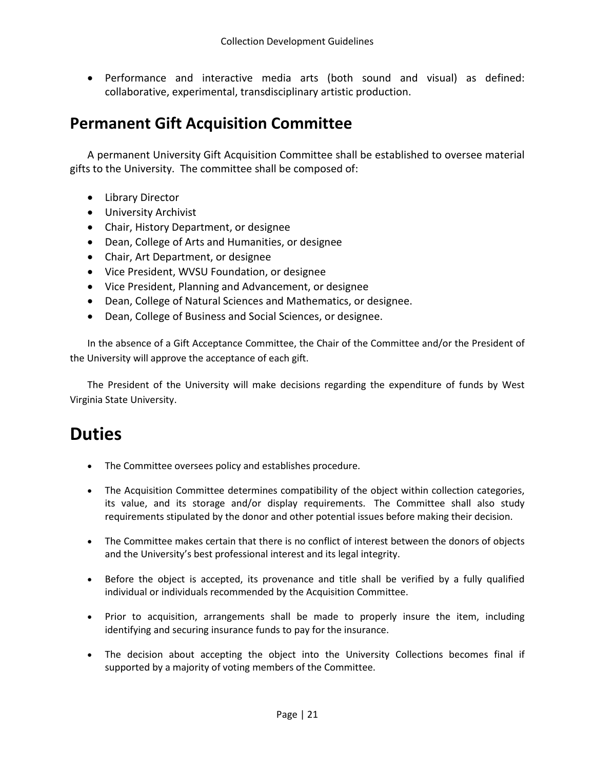- Performance and interactive media arts (both sound and visual) as defined: collaborative, experimental, transdisciplinary artistic production.

## Permanent Gift Acquisition Committee

A permanent University Gift Acquisition Committee shall be established to oversee material gifts to the University. The committee shall be composed of:

- Library Director
- University Archivist
- Chair, History Department, or designee
- Dean, College of Arts and Humanities, or designee
- Chair, Art Department, or designee
- Vice President, WVSU Foundation, or designee
- Vice President, Planning and Advancement, or designee
- Dean, College of Natural Sciences and Mathematics, or designee.
- Dean, College of Business and Social Sciences, or designee.

In the absence of a Gift Acceptance Committee, the Chair of the Committee and/or the President of the University will approve the acceptance of each gift.

The President of the University will make decisions regarding the expenditure of funds by West Virginia State University.

# Duties

- The Committee oversees policy and establishes procedure.
- The Acquisition Committee determines compatibility of the object within collection categories, its value, and its storage and/or display requirements. The Committee shall also study requirements stipulated by the donor and other potential issues before making their decision.
- The Committee makes certain that there is no conflict of interest between the donors of objects and the University's best professional interest and its legal integrity.
- Before the object is accepted, its provenance and title shall be verified by a fully qualified individual or individuals recommended by the Acquisition Committee.
- Prior to acquisition, arrangements shall be made to properly insure the item, including identifying and securing insurance funds to pay for the insurance.
- The decision about accepting the object into the University Collections becomes final if supported by a majority of voting members of the Committee.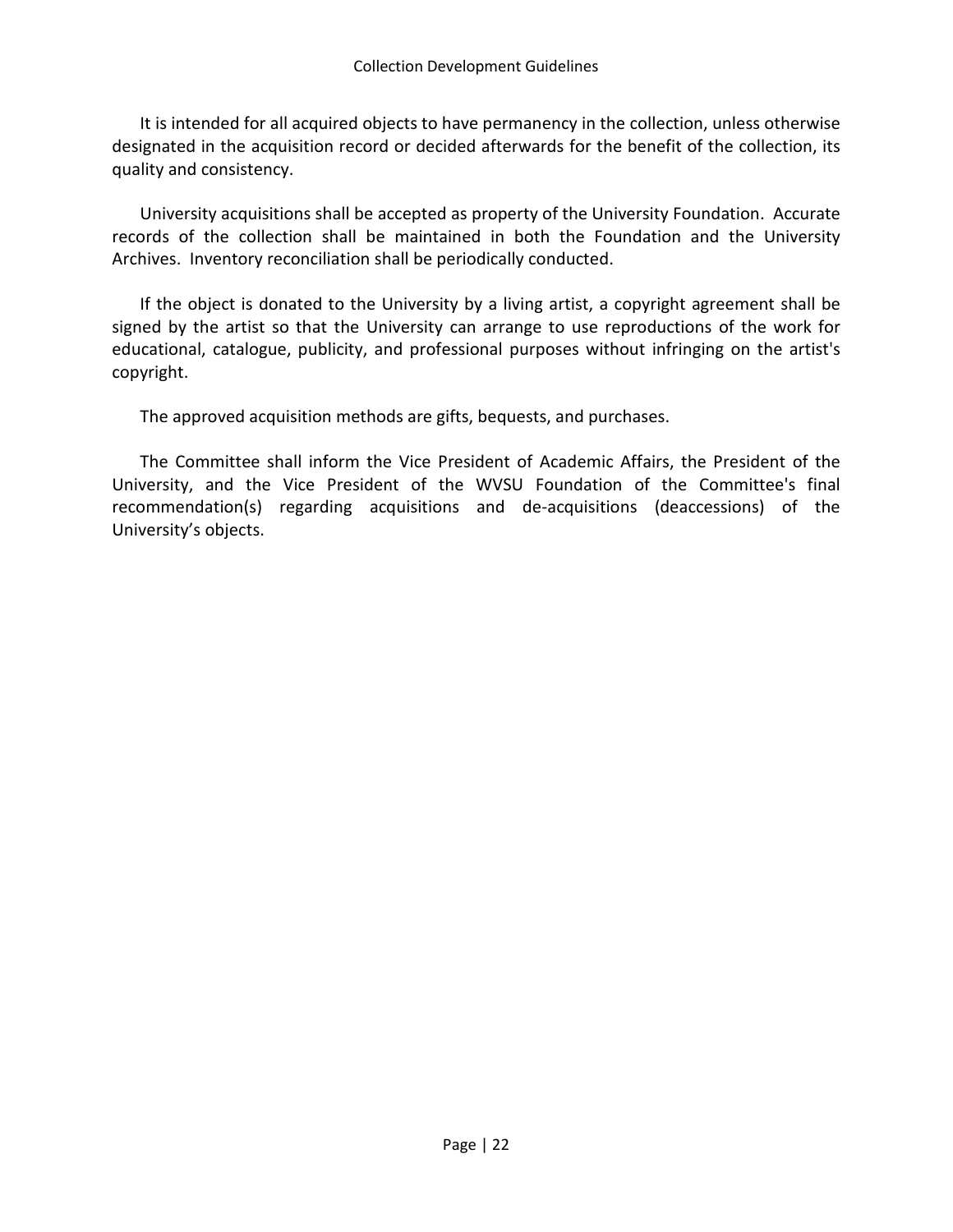It is intended for all acquired objects to have permanency in the collection, unless otherwise designated in the acquisition record or decided afterwards for the benefit of the collection, its quality and consistency.

University acquisitions shall be accepted as property of the University Foundation. Accurate records of the collection shall be maintained in both the Foundation and the University Archives. Inventory reconciliation shall be periodically conducted.

If the object is donated to the University by a living artist, a copyright agreement shall be signed by the artist so that the University can arrange to use reproductions of the work for educational, catalogue, publicity, and professional purposes without infringing on the artist's copyright.

The approved acquisition methods are gifts, bequests, and purchases.

The Committee shall inform the Vice President of Academic Affairs, the President of the University, and the Vice President of the WVSU Foundation of the Committee's final recommendation(s) regarding acquisitions and de-acquisitions (deaccessions) of the University's objects.